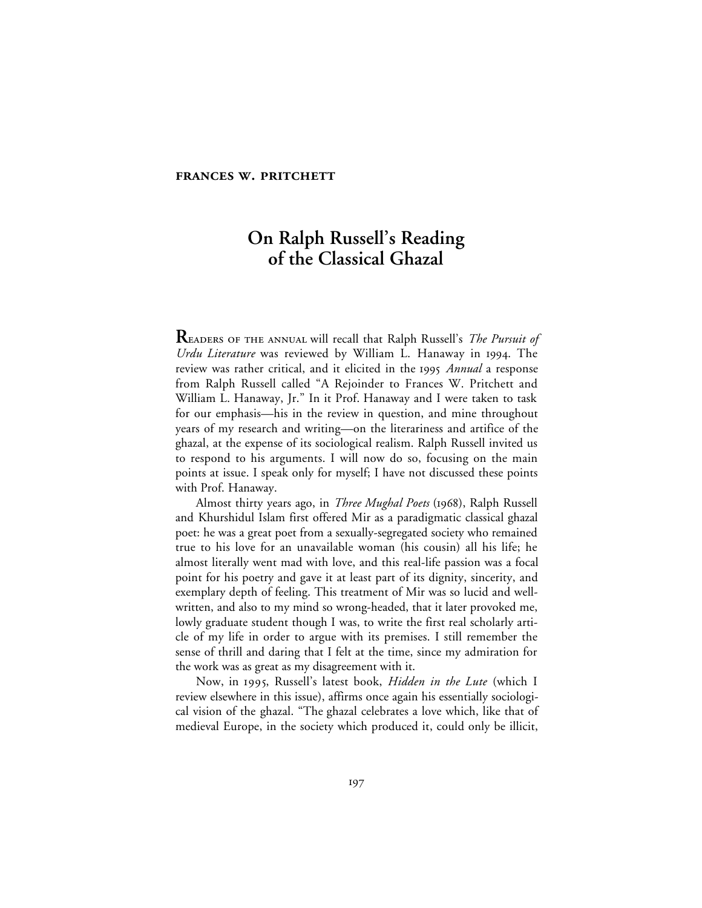**FRANCES W. PRITCHETT**

# On Ralph Russell's Reading of the Classical Ghazal

**R**EADERS OF THE ANNUAL will recall that Ralph Russell's *The Pursuit of Urdu Literature* was reviewed by William L. Hanaway in 1994. The review was rather critical, and it elicited in the 1995 *Annual* a response from Ralph Russell called "A Rejoinder to Frances W. Pritchett and William L. Hanaway, Jr." In it Prof. Hanaway and I were taken to task for our emphasis—his in the review in question, and mine throughout years of my research and writing—on the literariness and artifice of the ghazal, at the expense of its sociological realism. Ralph Russell invited us to respond to his arguments. I will now do so, focusing on the main points at issue. I speak only for myself; I have not discussed these points with Prof. Hanaway.

Almost thirty years ago, in *Three Mughal Poets* (1968), Ralph Russell and Khurshidul Islam first offered Mir as a paradigmatic classical ghazal poet: he was a great poet from a sexually-segregated society who remained true to his love for an unavailable woman (his cousin) all his life; he almost literally went mad with love, and this real-life passion was a focal point for his poetry and gave it at least part of its dignity, sincerity, and exemplary depth of feeling. This treatment of Mir was so lucid and well-written, and also to my mind so wrong-headed, that it later provoked me, lowly graduate student though I was, to write the first real scholarly article of my life in order to argue with its premises. I still remember the sense of thrill and daring that I felt at the time, since my admiration for the work was as great as my disagreement with it.

Now, in 1995, Russell's latest book, *Hidden in the Lute* (which I review elsewhere in this issue), affirms once again his essentially sociological vision of the ghazal. "The ghazal celebrates a love which, like that of medieval Europe, in the society which produced it, could only be illicit,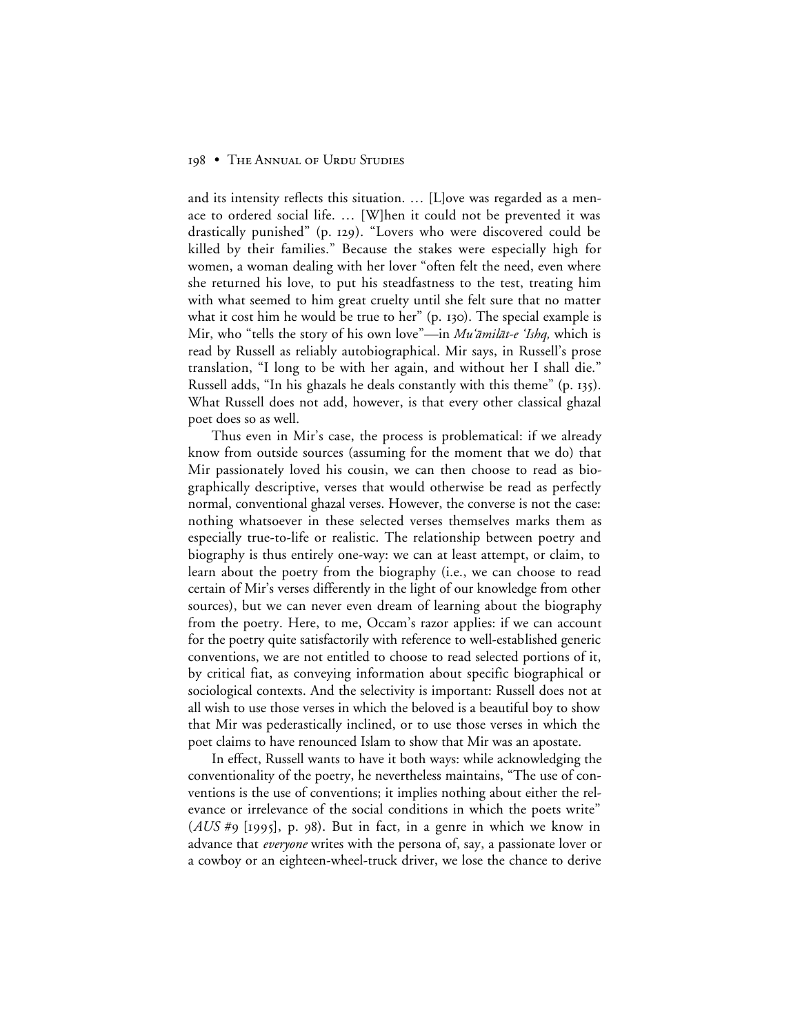and its intensity reflects this situation. … [L]ove was regarded as a menace to ordered social life. … [W]hen it could not be prevented it was drastically punished" (p. 129). "Lovers who were discovered could be killed by their families." Because the stakes were especially high for women, a woman dealing with her lover "often felt the need, even where she returned his love, to put his steadfastness to the test, treating him with what seemed to him great cruelty until she felt sure that no matter what it cost him he would be true to her" (p. 130). The special example is Mir, who "tells the story of his own love"—in *Mu'āmilāt-e 'Ishq,* which is read by Russell as reliably autobiographical. Mir says, in Russell's prose translation, "I long to be with her again, and without her I shall die." Russell adds, "In his ghazals he deals constantly with this theme" (p. 135). What Russell does not add, however, is that every other classical ghazal poet does so as well.

Thus even in Mir's case, the process is problematical: if we already know from outside sources (assuming for the moment that we do) that Mir passionately loved his cousin, we can then choose to read as biographically descriptive, verses that would otherwise be read as perfectly normal, conventional ghazal verses. However, the converse is not the case: nothing whatsoever in these selected verses themselves marks them as especially true-to-life or realistic. The relationship between poetry and biography is thus entirely one-way: we can at least attempt, or claim, to learn about the poetry from the biography (i.e., we can choose to read certain of Mir's verses differently in the light of our knowledge from other sources), but we can never even dream of learning about the biography from the poetry. Here, to me, Occam's razor applies: if we can account for the poetry quite satisfactorily with reference to well-established generic conventions, we are not entitled to choose to read selected portions of it, by critical fiat, as conveying information about specific biographical or sociological contexts. And the selectivity is important: Russell does not at all wish to use those verses in which the beloved is a beautiful boy to show that Mir was pederastically inclined, or to use those verses in which the poet claims to have renounced Islam to show that Mir was an apostate.

In effect, Russell wants to have it both ways: while acknowledging the conventionality of the poetry, he nevertheless maintains, "The use of conventions is the use of conventions; it implies nothing about either the relevance or irrelevance of the social conditions in which the poets write" (*AUS* #9 [1995], p. 98). But in fact, in a genre in which we know in advance that *everyone* writes with the persona of, say, a passionate lover or a cowboy or an eighteen-wheel-truck driver, we lose the chance to derive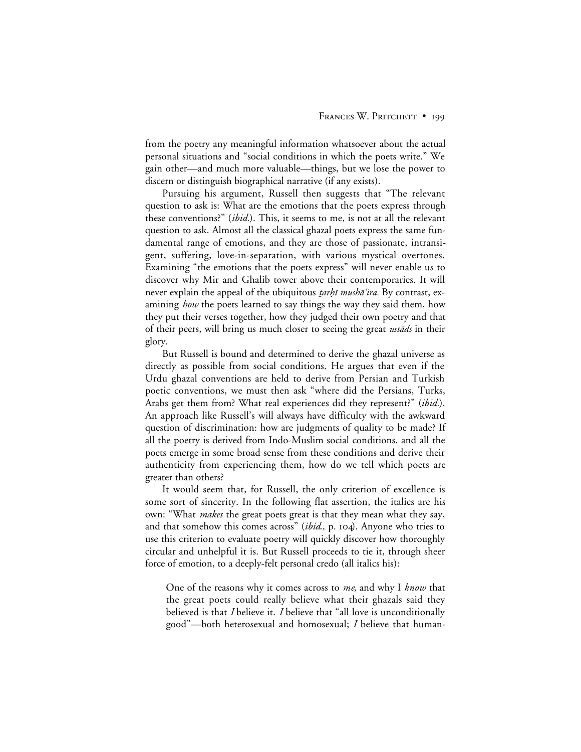from the poetry any meaningful information whatsoever about the actual personal situations and "social conditions in which the poets write." We gain other—and much more valuable—things, but we lose the power to discern or distinguish biographical narrative (if any exists).

Pursuing his argument, Russell then suggests that "The relevant question to ask is: What are the emotions that the poets express through these conventions?" (*ibid.*). This, it seems to me, is not at all the relevant question to ask. Almost all the classical ghazal poets express the same fundamental range of emotions, and they are those of passionate, intransigent, suffering, love-in-separation, with various mystical overtones. Examining "the emotions that the poets express" will never enable us to discover why Mir and Ghalib tower above their contemporaries. It will never explain the appeal of the ubiquitous *ṭarḥī mushā'ira.* By contrast, examining *how* the poets learned to say things the way they said them, how they put their verses together, how they judged their own poetry and that of their peers, will bring us much closer to seeing the great *ustāds* in their glory.

But Russell is bound and determined to derive the ghazal universe as directly as possible from social conditions. He argues that even if the Urdu ghazal conventions are held to derive from Persian and Turkish poetic conventions, we must then ask "where did the Persians, Turks, Arabs get them from? What real experiences did they represent?" (*ibid.*). An approach like Russell's will always have difficulty with the awkward question of discrimination: how are judgments of quality to be made? If all the poetry is derived from Indo-Muslim social conditions, and all the poets emerge in some broad sense from these conditions and derive their authenticity from experiencing them, how do we tell which poets are greater than others?

It would seem that, for Russell, the only criterion of excellence is some sort of sincerity. In the following flat assertion, the italics are his own: "What *makes* the great poets great is that they mean what they say, and that somehow this comes across" (*ibid.,* p. 104). Anyone who tries to use this criterion to evaluate poetry will quickly discover how thoroughly circular and unhelpful it is. But Russell proceeds to tie it, through sheer force of emotion, to a deeply-felt personal credo (all italics his):

> One of the reasons why it comes across to *me*, and why I *know* that the great poets could really believe what their ghazals said they believed is that *I* believe it. *I* believe that "all love is unconditionally good"—both heterosexual and homosexual; *I* believe that human-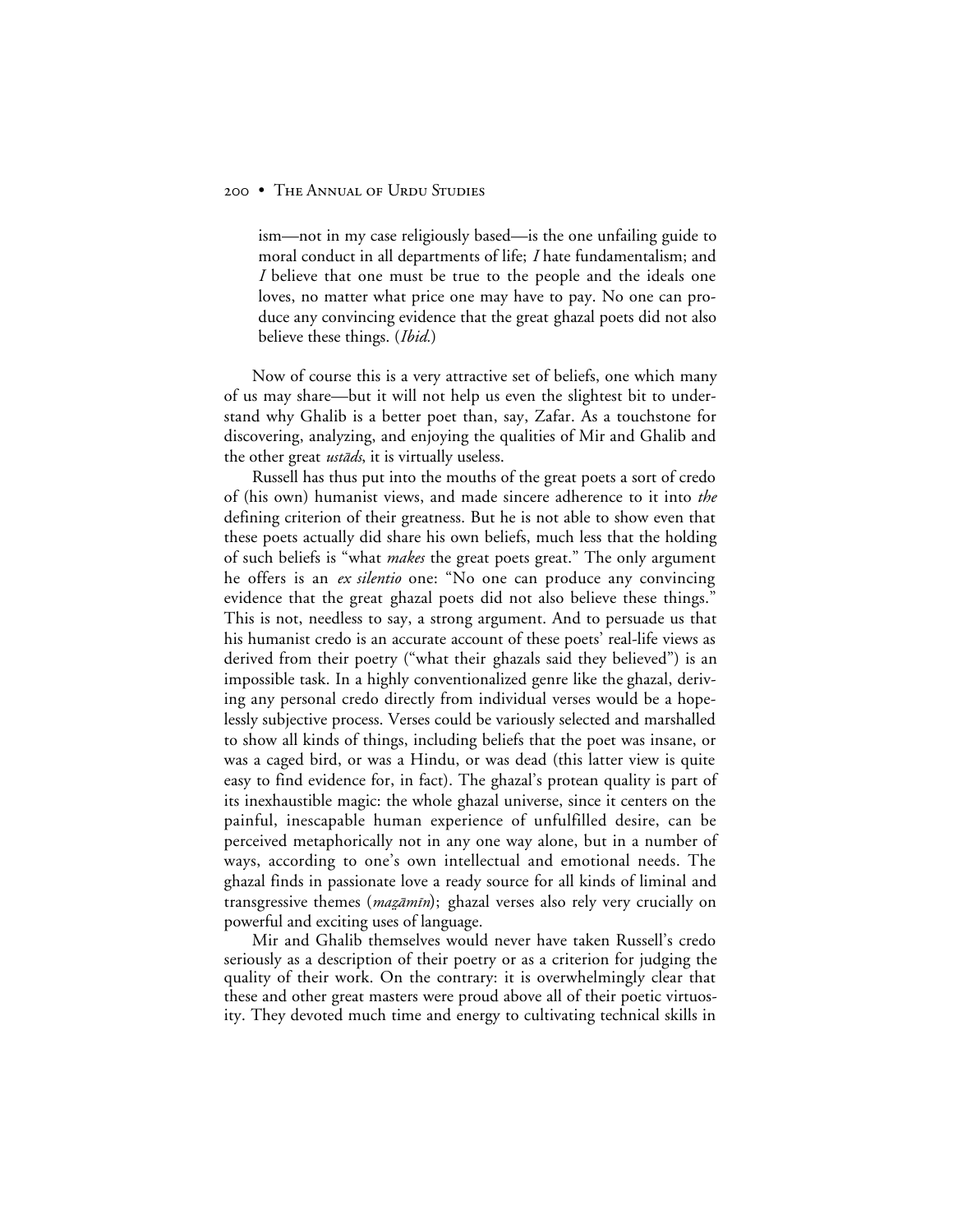> ism—not in my case religiously based—is the one unfailing guide to moral conduct in all departments of life; *I* hate fundamentalism; and *I* believe that one must be true to the people and the ideals one loves, no matter what price one may have to pay. No one can produce any convincing evidence that the great ghazal poets did not also believe these things. (*Ibid.*)

Now of course this is a very attractive set of beliefs, one which many of us may share—but it will not help us even the slightest bit to understand why Ghalib is a better poet than, say, Zafar. As a touchstone for discovering, analyzing, and enjoying the qualities of Mir and Ghalib and the other great *ustāds*, it is virtually useless.

Russell has thus put into the mouths of the great poets a sort of credo of (his own) humanist views, and made sincere adherence to it into *the* defining criterion of their greatness. But he is not able to show even that these poets actually did share his own beliefs, much less that the holding of such beliefs is "what *makes* the great poets great." The only argument he offers is an *ex silentio* one: "No one can produce any convincing evidence that the great ghazal poets did not also believe these things." This is not, needless to say, a strong argument. And to persuade us that his humanist credo is an accurate account of these poets' real-life views as derived from their poetry ("what their ghazals said they believed") is an impossible task. In a highly conventionalized genre like the ghazal, deriving any personal credo directly from individual verses would be a hopelessly subjective process. Verses could be variously selected and marshalled to show all kinds of things, including beliefs that the poet was insane, or was a caged bird, or was a Hindu, or was dead (this latter view is quite easy to find evidence for, in fact). The ghazal's protean quality is part of its inexhaustible magic: the whole ghazal universe, since it centers on the painful, inescapable human experience of unfulfilled desire, can be perceived metaphorically not in any one way alone, but in a number of ways, according to one's own intellectual and emotional needs. The ghazal finds in passionate love a ready source for all kinds of liminal and transgressive themes (*maẓāmīn*); ghazal verses also rely very crucially on powerful and exciting uses of language.

Mir and Ghalib themselves would never have taken Russell's credo seriously as a description of their poetry or as a criterion for judging the quality of their work. On the contrary: it is overwhelmingly clear that these and other great masters were proud above all of their poetic virtuosity. They devoted much time and energy to cultivating technical skills in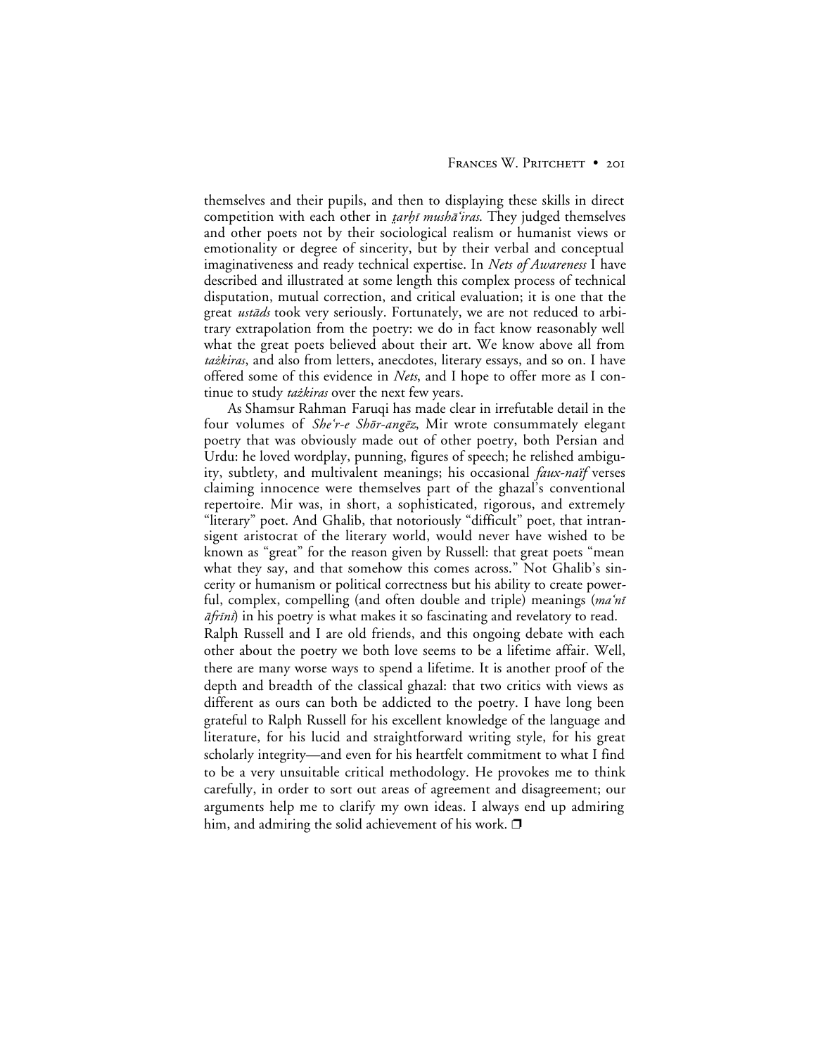themselves and their pupils, and then to displaying these skills in direct competition with each other in *ṭarḥī mushā'iras*. They judged themselves and other poets not by their sociological realism or humanist views or emotionality or degree of sincerity, but by their verbal and conceptual imaginativeness and ready technical expertise. In *Nets of Awareness* I have described and illustrated at some length this complex process of technical disputation, mutual correction, and critical evaluation; it is one that the great *ustāds* took very seriously. Fortunately, we are not reduced to arbitrary extrapolation from the poetry: we do in fact know reasonably well what the great poets believed about their art. We know above all from *tażkiras*, and also from letters, anecdotes, literary essays, and so on. I have offered some of this evidence in *Nets*, and I hope to offer more as I continue to study *tażkiras* over the next few years.

As Shamsur Rahman Faruqi has made clear in irrefutable detail in the four volumes of *She'r-e Shōr-angēz*, Mir wrote consummately elegant poetry that was obviously made out of other poetry, both Persian and Urdu: he loved wordplay, punning, figures of speech; he relished ambiguity, subtlety, and multivalent meanings; his occasional *faux-naïf* verses claiming innocence were themselves part of the ghazal's conventional repertoire. Mir was, in short, a sophisticated, rigorous, and extremely "literary" poet. And Ghalib, that notoriously "difficult" poet, that intransigent aristocrat of the literary world, would never have wished to be known as "great" for the reason given by Russell: that great poets "mean what they say, and that somehow this comes across." Not Ghalib's sincerity or humanism or political correctness but his ability to create powerful, complex, compelling (and often double and triple) meanings (*ma'nī āfrīnī*) in his poetry is what makes it so fascinating and revelatory to read.

Ralph Russell and I are old friends, and this ongoing debate with each other about the poetry we both love seems to be a lifetime affair. Well, there are many worse ways to spend a lifetime. It is another proof of the depth and breadth of the classical ghazal: that two critics with views as different as ours can both be addicted to the poetry. I have long been grateful to Ralph Russell for his excellent knowledge of the language and literature, for his lucid and straightforward writing style, for his great scholarly integrity—and even for his heartfelt commitment to what I find to be a very unsuitable critical methodology. He provokes me to think carefully, in order to sort out areas of agreement and disagreement; our arguments help me to clarify my own ideas. I always end up admiring him, and admiring the solid achievement of his work. ❐